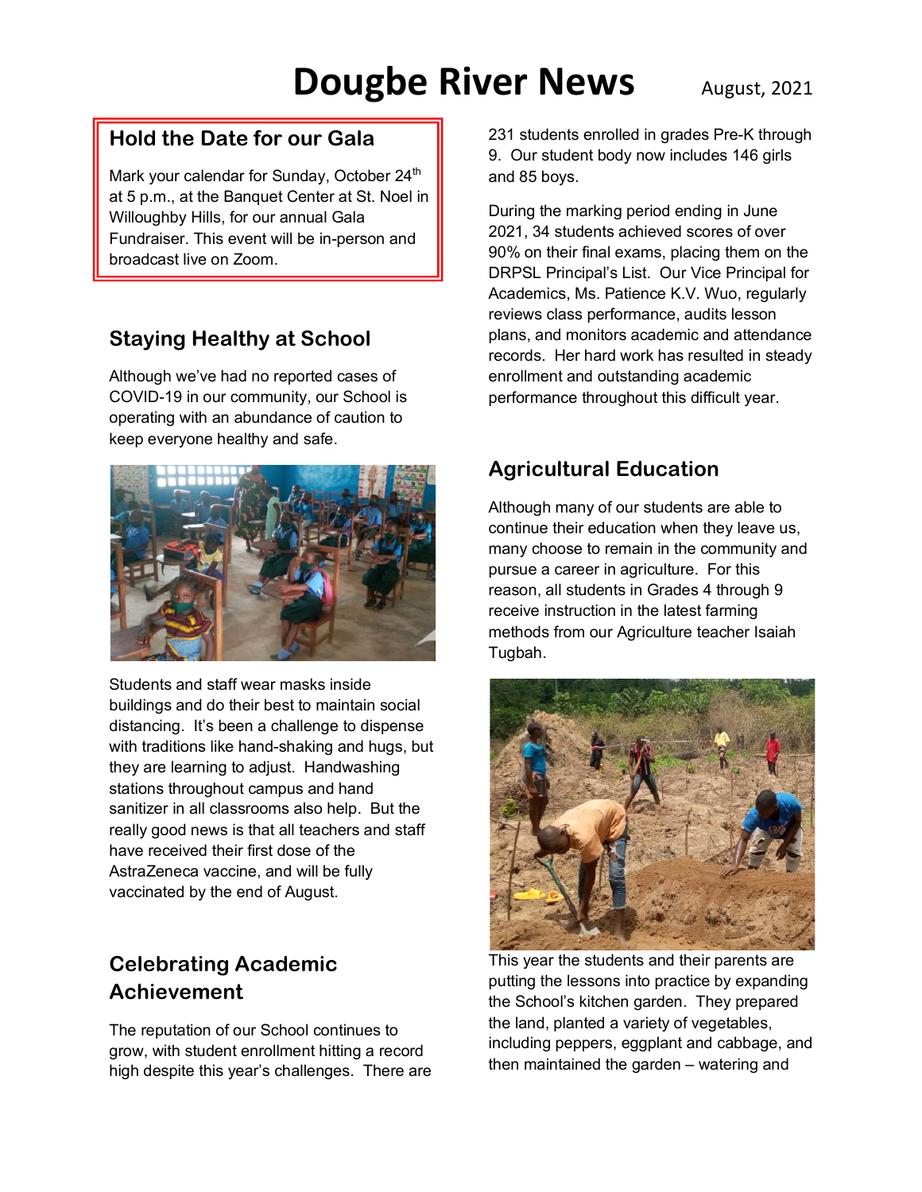# Dougbe River News

August, 2021

## Hold the Date for our Gala

Mark your calendar for Sunday, October 24th at 5 p.m., at the Banquet Center at St. Noel in Willoughby Hills, for our annual Gala Fundraiser. This event will be in-person and broadcast live on Zoom.

## Staying Healthy at School

Although we've had no reported cases of COVID-19 in our community, our School is operating with an abundance of caution to keep everyone healthy and safe.

Students and staff wear masks inside buildings and do their best to maintain social distancing. It's been a challenge to dispense with traditions like hand-shaking and hugs, but they are learning to adjust. Handwashing stations throughout campus and hand sanitizer in all classrooms also help. But the really good news is that all teachers and staff have received their first dose of the AstraZeneca vaccine, and will be fully vaccinated by the end of August.

## Celebrating Academic Achievement

The reputation of our School continues to grow, with student enrollment hitting a record high despite this year's challenges. There are 231 students enrolled in grades Pre-K through 9. Our student body now includes 146 girls and 85 boys.

During the marking period ending in June 2021, 34 students achieved scores of over 90% on their final exams, placing them on the DRPSL Principal's List. Our Vice Principal for Academics, Ms. Patience K.V. Wuo, regularly reviews class performance, audits lesson plans, and monitors academic and attendance records. Her hard work has resulted in steady enrollment and outstanding academic performance throughout this difficult year.

## Agricultural Education

Although many of our students are able to continue their education when they leave us, many choose to remain in the community and pursue a career in agriculture. For this reason, all students in Grades 4 through 9 receive instruction in the latest farming methods from our Agriculture teacher Isaiah Tugbah.

This year the students and their parents are putting the lessons into practice by expanding the School's kitchen garden. They prepared the land, planted a variety of vegetables, including peppers, eggplant and cabbage, and then maintained the garden – watering and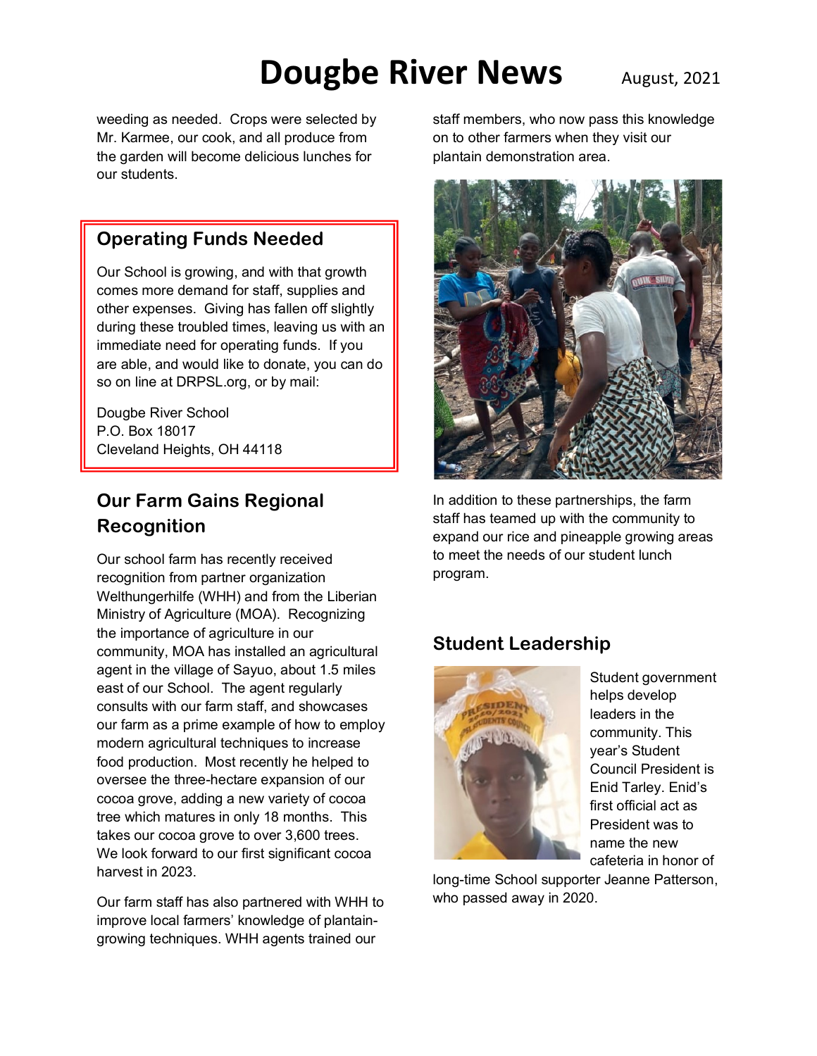# Dougbe River News

August, 2021

weeding as needed. Crops were selected by Mr. Karmee, our cook, and all produce from the garden will become delicious lunches for our students.

## Operating Funds Needed

Our School is growing, and with that growth comes more demand for staff, supplies and other expenses. Giving has fallen off slightly during these troubled times, leaving us with an immediate need for operating funds. If you are able, and would like to donate, you can do so on line at DRPSL.org, or by mail:

Dougbe River School
P.O. Box 18017
Cleveland Heights, OH 44118

## Our Farm Gains Regional Recognition

Our school farm has recently received recognition from partner organization Welthungerhilfe (WHH) and from the Liberian Ministry of Agriculture (MOA). Recognizing the importance of agriculture in our community, MOA has installed an agricultural agent in the village of Sayuo, about 1.5 miles east of our School. The agent regularly consults with our farm staff, and showcases our farm as a prime example of how to employ modern agricultural techniques to increase food production. Most recently he helped to oversee the three-hectare expansion of our cocoa grove, adding a new variety of cocoa tree which matures in only 18 months. This takes our cocoa grove to over 3,600 trees. We look forward to our first significant cocoa harvest in 2023.

Our farm staff has also partnered with WHH to improve local farmers' knowledge of plantain-growing techniques. WHH agents trained our staff members, who now pass this knowledge on to other farmers when they visit our plantain demonstration area.

In addition to these partnerships, the farm staff has teamed up with the community to expand our rice and pineapple growing areas to meet the needs of our student lunch program.

## Student Leadership

Student government helps develop leaders in the community. This year's Student Council President is Enid Tarley. Enid's first official act as President was to name the new cafeteria in honor of long-time School supporter Jeanne Patterson, who passed away in 2020.